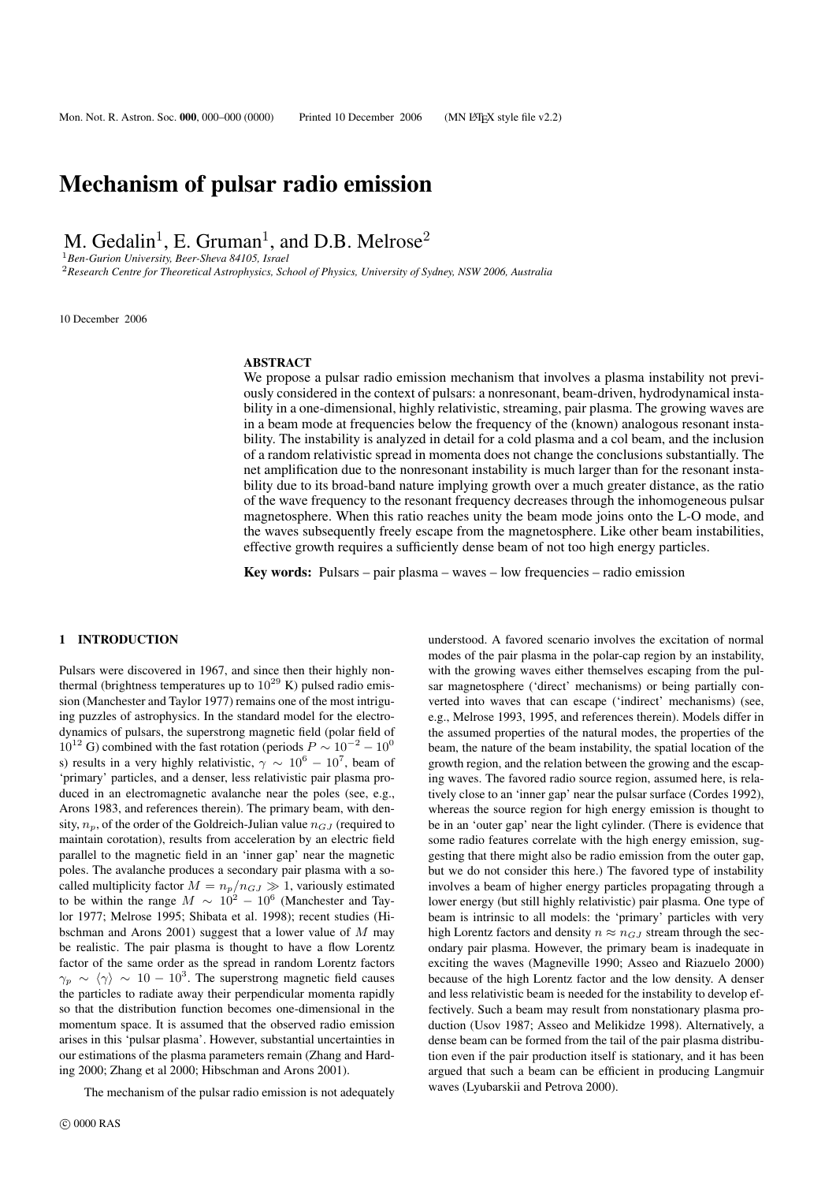# Mechanism of pulsar radio emission

M. Gedalin[1], E. Gruman[1], and D.B. Melrose[2]

[1] *Ben-Gurion University, Beer-Sheva 84105, Israel*
[2] *Research Centre for Theoretical Astrophysics, School of Physics, University of Sydney, NSW 2006, Australia*

10 December 2006

## ABSTRACT

We propose a pulsar radio emission mechanism that involves a plasma instability not previously considered in the context of pulsars: a nonresonant, beam-driven, hydrodynamical instability in a one-dimensional, highly relativistic, streaming, pair plasma. The growing waves are in a beam mode at frequencies below the frequency of the (known) analogous resonant instability. The instability is analyzed in detail for a cold plasma and a col beam, and the inclusion of a random relativistic spread in momenta does not change the conclusions substantially. The net amplification due to the nonresonant instability is much larger than for the resonant instability due to its broad-band nature implying growth over a much greater distance, as the ratio of the wave frequency to the resonant frequency decreases through the inhomogeneous pulsar magnetosphere. When this ratio reaches unity the beam mode joins onto the L-O mode, and the waves subsequently freely escape from the magnetosphere. Like other beam instabilities, effective growth requires a sufficiently dense beam of not too high energy particles.

**Key words:** Pulsars – pair plasma – waves – low frequencies – radio emission

## 1 INTRODUCTION

Pulsars were discovered in 1967, and since then their highly nonthermal (brightness temperatures up to $10^{29}$ K) pulsed radio emission (Manchester and Taylor 1977) remains one of the most intriguing puzzles of astrophysics. In the standard model for the electrodynamics of pulsars, the superstrong magnetic field (polar field of $10^{12}$ G) combined with the fast rotation (periods $P \sim 10^{-2} - 10^{0}$ s) results in a very highly relativistic, $\gamma \sim 10^6 - 10^7$, beam of 'primary' particles, and a denser, less relativistic pair plasma produced in an electromagnetic avalanche near the poles (see, e.g., Arons 1983, and references therein). The primary beam, with density, $n_p$, of the order of the Goldreich-Julian value $n_{GJ}$ (required to maintain corotation), results from acceleration by an electric field parallel to the magnetic field in an 'inner gap' near the magnetic poles. The avalanche produces a secondary pair plasma with a so-called multiplicity factor $M = n_p/n_{GJ} \gg 1$, variously estimated to be within the range $M \sim 10^2 - 10^6$ (Manchester and Taylor 1977; Melrose 1995; Shibata et al. 1998); recent studies (Hibschman and Arons 2001) suggest that a lower value of $M$ may be realistic. The pair plasma is thought to have a flow Lorentz factor of the same order as the spread in random Lorentz factors $\gamma_p \sim \langle\gamma\rangle \sim 10 - 10^3$. The superstrong magnetic field causes the particles to radiate away their perpendicular momenta rapidly so that the distribution function becomes one-dimensional in the momentum space. It is assumed that the observed radio emission arises in this 'pulsar plasma'. However, substantial uncertainties in our estimations of the plasma parameters remain (Zhang and Harding 2000; Zhang et al 2000; Hibschman and Arons 2001).

The mechanism of the pulsar radio emission is not adequately understood. A favored scenario involves the excitation of normal modes of the pair plasma in the polar-cap region by an instability, with the growing waves either themselves escaping from the pulsar magnetosphere ('direct' mechanisms) or being partially converted into waves that can escape ('indirect' mechanisms) (see, e.g., Melrose 1993, 1995, and references therein). Models differ in the assumed properties of the natural modes, the properties of the beam, the nature of the beam instability, the spatial location of the growth region, and the relation between the growing and the escaping waves. The favored radio source region, assumed here, is relatively close to an 'inner gap' near the pulsar surface (Cordes 1992), whereas the source region for high energy emission is thought to be in an 'outer gap' near the light cylinder. (There is evidence that some radio features correlate with the high energy emission, suggesting that there might also be radio emission from the outer gap, but we do not consider this here.) The favored type of instability involves a beam of higher energy particles propagating through a lower energy (but still highly relativistic) pair plasma. One type of beam is intrinsic to all models: the 'primary' particles with very high Lorentz factors and density $n \approx n_{GJ}$ stream through the secondary pair plasma. However, the primary beam is inadequate in exciting the waves (Magneville 1990; Asseo and Riazuelo 2000) because of the high Lorentz factor and the low density. A denser and less relativistic beam is needed for the instability to develop effectively. Such a beam may result from nonstationary plasma production (Usov 1987; Asseo and Melikidze 1998). Alternatively, a dense beam can be formed from the tail of the pair plasma distribution even if the pair production itself is stationary, and it has been argued that such a beam can be efficient in producing Langmuir waves (Lyubarskii and Petrova 2000).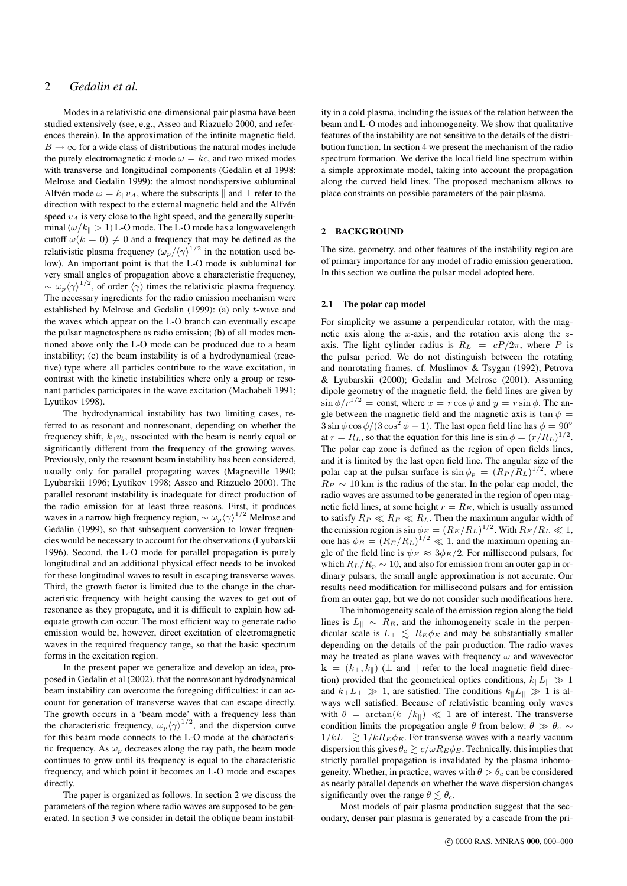Modes in a relativistic one-dimensional pair plasma have been studied extensively (see, e.g., Asseo and Riazuelo 2000, and references therein). In the approximation of the infinite magnetic field, $B \to \infty$ for a wide class of distributions the natural modes include the purely electromagnetic $t$-mode $\omega = kc$, and two mixed modes with transverse and longitudinal components (Gedalin et al 1998; Melrose and Gedalin 1999): the almost nondispersive subluminal Alfvén mode $\omega = k_\parallel v_A$, where the subscripts $\parallel$ and $\perp$ refer to the direction with respect to the external magnetic field and the Alfvén speed $v_A$ is very close to the light speed, and the generally superluminal ($\omega/k_\parallel > 1$) L-O mode. The L-O mode has a longwavelength cutoff $\omega(k = 0) \neq 0$ and a frequency that may be defined as the relativistic plasma frequency $(\omega_p/\langle\gamma\rangle)^{1/2}$ in the notation used below). An important point is that the L-O mode is subluminal for very small angles of propagation above a characteristic frequency, $\sim \omega_p\langle\gamma\rangle^{1/2}$, of order $\langle\gamma\rangle$ times the relativistic plasma frequency. The necessary ingredients for the radio emission mechanism were established by Melrose and Gedalin (1999): (a) only $t$-wave and the waves which appear on the L-O branch can eventually escape the pulsar magnetosphere as radio emission; (b) of all modes mentioned above only the L-O mode can be produced due to a beam instability; (c) the beam instability is of a hydrodynamical (reactive) type where all particles contribute to the wave excitation, in contrast with the kinetic instabilities where only a group or resonant particles participates in the wave excitation (Machabeli 1991; Lyutikov 1998).

The hydrodynamical instability has two limiting cases, referred to as resonant and nonresonant, depending on whether the frequency shift, $k_\parallel v_b$, associated with the beam is nearly equal or significantly different from the frequency of the growing waves. Previously, only the resonant beam instability has been considered, usually only for parallel propagating waves (Magneville 1990; Lyubarskii 1996; Lyutikov 1998; Asseo and Riazuelo 2000). The parallel resonant instability is inadequate for direct production of the radio emission for at least three reasons. First, it produces waves in a narrow high frequency region, $\sim \omega_p\langle\gamma\rangle^{1/2}$ Melrose and Gedalin (1999), so that subsequent conversion to lower frequencies would be necessary to account for the observations (Lyubarskii 1996). Second, the L-O mode for parallel propagation is purely longitudinal and an additional physical effect needs to be invoked for these longitudinal waves to result in escaping transverse waves. Third, the growth factor is limited due to the change in the characteristic frequency with height causing the waves to get out of resonance as they propagate, and it is difficult to explain how adequate growth can occur. The most efficient way to generate radio emission would be, however, direct excitation of electromagnetic waves in the required frequency range, so that the basic spectrum forms in the excitation region.

In the present paper we generalize and develop an idea, proposed in Gedalin et al (2002), that the nonresonant hydrodynamical beam instability can overcome the foregoing difficulties: it can account for generation of transverse waves that can escape directly. The growth occurs in a 'beam mode' with a frequency less than the characteristic frequency, $\omega_p\langle\gamma\rangle^{1/2}$, and the dispersion curve for this beam mode connects to the L-O mode at the characteristic frequency. As $\omega_p$ decreases along the ray path, the beam mode continues to grow until its frequency is equal to the characteristic frequency, and which point it becomes an L-O mode and escapes directly.

The paper is organized as follows. In section 2 we discuss the parameters of the region where radio waves are supposed to be generated. In section 3 we consider in detail the oblique beam instability in a cold plasma, including the issues of the relation between the beam and L-O modes and inhomogeneity. We show that qualitative features of the instability are not sensitive to the details of the distribution function. In section 4 we present the mechanism of the radio spectrum formation. We derive the local field line spectrum within a simple approximate model, taking into account the propagation along the curved field lines. The proposed mechanism allows to place constraints on possible parameters of the pair plasma.

## 2 BACKGROUND

The size, geometry, and other features of the instability region are of primary importance for any model of radio emission generation. In this section we outline the pulsar model adopted here.

### 2.1 The polar cap model

For simplicity we assume a perpendicular rotator, with the magnetic axis along the $x$-axis, and the rotation axis along the $z$-axis. The light cylinder radius is $R_L = cP/2\pi$, where $P$ is the pulsar period. We do not distinguish between the rotating and nonrotating frames, cf. Muslimov & Tsygan (1992); Petrova & Lyubarskii (2000); Gedalin and Melrose (2001). Assuming dipole geometry of the magnetic field, the field lines are given by $\sin\phi/r^{1/2} = \text{const}$, where $x = r\cos\phi$ and $y = r\sin\phi$. The angle between the magnetic field and the magnetic axis is $\tan\psi = 3\sin\phi\cos\phi/(3\cos^2\phi - 1)$. The last open field line has $\phi = 90^\circ$ at $r = R_L$, so that the equation for this line is $\sin\phi = (r/R_L)^{1/2}$. The polar cap zone is defined as the region of open fields lines, and it is limited by the last open field line. The angular size of the polar cap at the pulsar surface is $\sin\phi_p = (R_P/R_L)^{1/2}$, where $R_P \sim 10\,\text{km}$ is the radius of the star. In the polar cap model, the radio waves are assumed to be generated in the region of open magnetic field lines, at some height $r = R_E$, which is usually assumed to satisfy $R_P \ll R_E \ll R_L$. Then the maximum angular width of the emission region is $\sin\phi_E = (R_E/R_L)^{1/2}$. With $R_E/R_L \ll 1$, one has $\phi_E = (R_E/R_L)^{1/2} \ll 1$, and the maximum opening angle of the field line is $\psi_E \approx 3\phi_E/2$. For millisecond pulsars, for which $R_L/R_p \sim 10$, and also for emission from an outer gap in ordinary pulsars, the small angle approximation is not accurate. Our results need modification for millisecond pulsars and for emission from an outer gap, but we do not consider such modifications here.

The inhomogeneity scale of the emission region along the field lines is $L_\parallel \sim R_E$, and the inhomogeneity scale in the perpendicular scale is $L_\perp \lesssim R_E\phi_E$ and may be substantially smaller depending on the details of the pair production. The radio waves may be treated as plane waves with frequency $\omega$ and wavevector $\mathbf{k} = (k_\perp, k_\parallel)$ ($\perp$ and $\parallel$ refer to the local magnetic field direction) provided that the geometrical optics conditions, $k_\parallel L_\parallel \gg 1$ and $k_\perp L_\perp \gg 1$, are satisfied. The conditions $k_\parallel L_\parallel \gg 1$ is always well satisfied. Because of relativistic beaming only waves with $\theta = \arctan(k_\perp/k_\parallel) \ll 1$ are of interest. The transverse condition limits the propagation angle $\theta$ from below: $\theta \gg \theta_c \sim 1/kL_\perp \gtrsim 1/kR_E\phi_E$. For transverse waves with a nearly vacuum dispersion this gives $\theta_c \gtrsim c/\omega R_E\phi_E$. Technically, this implies that strictly parallel propagation is invalidated by the plasma inhomogeneity. Whether, in practice, waves with $\theta > \theta_c$ can be considered as nearly parallel depends on whether the wave dispersion changes significantly over the range $\theta \lesssim \theta_c$.

Most models of pair plasma production suggest that the secondary, denser pair plasma is generated by a cascade from the pri-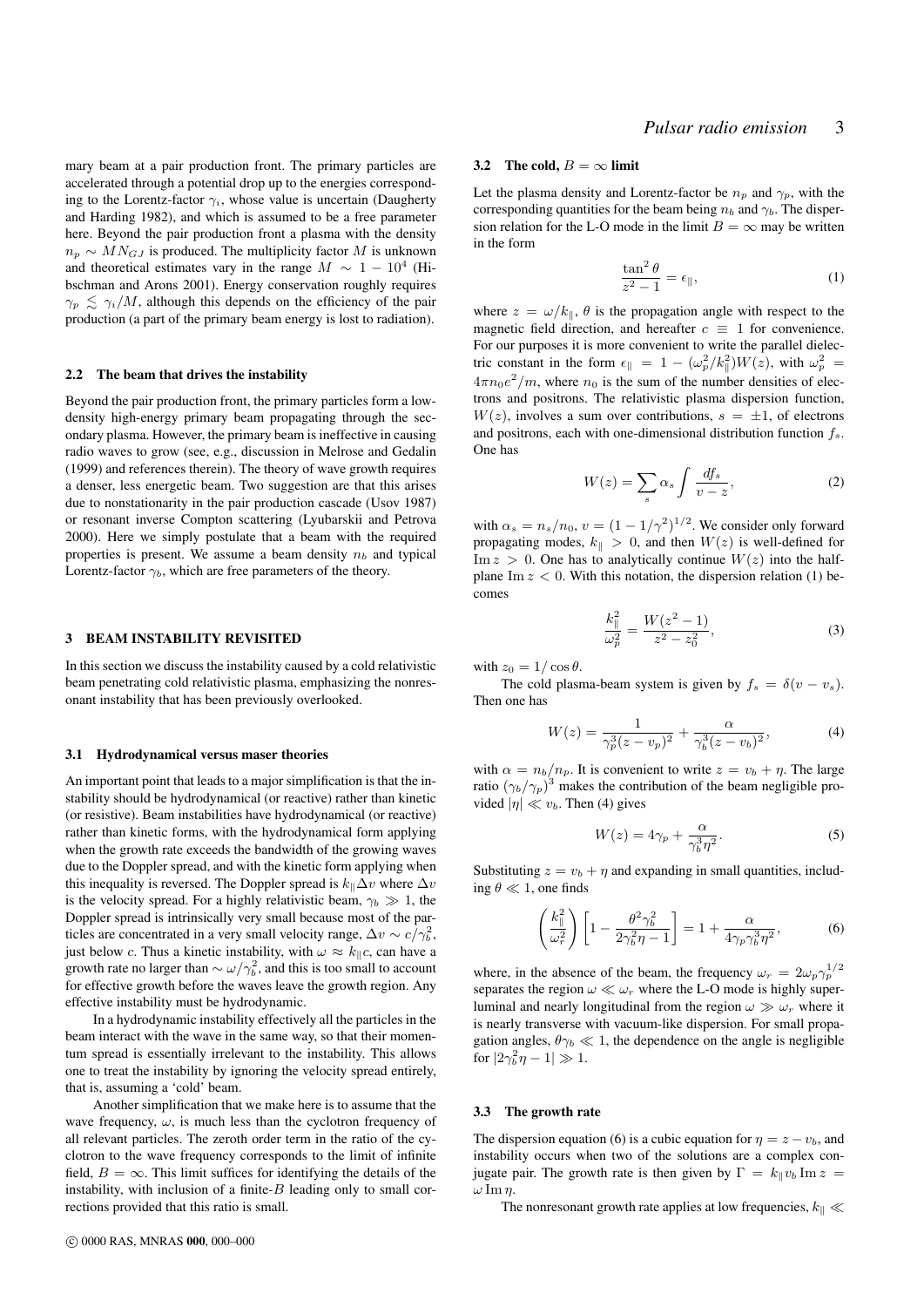mary beam at a pair production front. The primary particles are accelerated through a potential drop up to the energies corresponding to the Lorentz-factor $\gamma_i$, whose value is uncertain (Daugherty and Harding 1982), and which is assumed to be a free parameter here. Beyond the pair production front a plasma with the density $n_p \sim MN_{GJ}$ is produced. The multiplicity factor $M$ is unknown and theoretical estimates vary in the range $M \sim 1 - 10^4$ (Hibschman and Arons 2001). Energy conservation roughly requires $\gamma_p \lesssim \gamma_i/M$, although this depends on the efficiency of the pair production (a part of the primary beam energy is lost to radiation).

### 2.2 The beam that drives the instability

Beyond the pair production front, the primary particles form a low-density high-energy primary beam propagating through the secondary plasma. However, the primary beam is ineffective in causing radio waves to grow (see, e.g., discussion in Melrose and Gedalin (1999) and references therein). The theory of wave growth requires a denser, less energetic beam. Two suggestion are that this arises due to nonstationarity in the pair production cascade (Usov 1987) or resonant inverse Compton scattering (Lyubarskii and Petrova 2000). Here we simply postulate that a beam with the required properties is present. We assume a beam density $n_b$ and typical Lorentz-factor $\gamma_b$, which are free parameters of the theory.

## 3 BEAM INSTABILITY REVISITED

In this section we discuss the instability caused by a cold relativistic beam penetrating cold relativistic plasma, emphasizing the nonresonant instability that has been previously overlooked.

### 3.1 Hydrodynamical versus maser theories

An important point that leads to a major simplification is that the instability should be hydrodynamical (or reactive) rather than kinetic (or resistive). Beam instabilities have hydrodynamical (or reactive) rather than kinetic forms, with the hydrodynamical form applying when the growth rate exceeds the bandwidth of the growing waves due to the Doppler spread, and with the kinetic form applying when this inequality is reversed. The Doppler spread is $k_\parallel \Delta v$ where $\Delta v$ is the velocity spread. For a highly relativistic beam, $\gamma_b \gg 1$, the Doppler spread is intrinsically very small because most of the particles are concentrated in a very small velocity range, $\Delta v \sim c/\gamma_b^2$, just below $c$. Thus a kinetic instability, with $\omega \approx k_\parallel c$, can have a growth rate no larger than $\sim \omega/\gamma_b^2$, and this is too small to account for effective growth before the waves leave the growth region. Any effective instability must be hydrodynamic.

In a hydrodynamic instability effectively all the particles in the beam interact with the wave in the same way, so that their momentum spread is essentially irrelevant to the instability. This allows one to treat the instability by ignoring the velocity spread entirely, that is, assuming a 'cold' beam.

Another simplification that we make here is to assume that the wave frequency, $\omega$, is much less than the cyclotron frequency of all relevant particles. The zeroth order term in the ratio of the cyclotron to the wave frequency corresponds to the limit of infinite field, $B = \infty$. This limit suffices for identifying the details of the instability, with inclusion of a finite-$B$ leading only to small corrections provided that this ratio is small.

### 3.2 The cold, $B = \infty$ limit

Let the plasma density and Lorentz-factor be $n_p$ and $\gamma_p$, with the corresponding quantities for the beam being $n_b$ and $\gamma_b$. The dispersion relation for the L-O mode in the limit $B = \infty$ may be written in the form

$$\frac{\tan^2\theta}{z^2 - 1} = \epsilon_\parallel, \tag{1}$$

where $z = \omega/k_\parallel$, $\theta$ is the propagation angle with respect to the magnetic field direction, and hereafter $c \equiv 1$ for convenience. For our purposes it is more convenient to write the parallel dielectric constant in the form $\epsilon_\parallel = 1 - (\omega_p^2/k_\parallel^2)W(z)$, with $\omega_p^2 = 4\pi n_0 e^2/m$, where $n_0$ is the sum of the number densities of electrons and positrons. The relativistic plasma dispersion function, $W(z)$, involves a sum over contributions, $s = \pm 1$, of electrons and positrons, each with one-dimensional distribution function $f_s$. One has

$$W(z) = \sum_s \alpha_s \int \frac{df_s}{v - z}, \tag{2}$$

with $\alpha_s = n_s/n_0$, $v = (1 - 1/\gamma^2)^{1/2}$. We consider only forward propagating modes, $k_\parallel > 0$, and then $W(z)$ is well-defined for $\mathrm{Im}\, z > 0$. One has to analytically continue $W(z)$ into the half-plane $\mathrm{Im}\, z < 0$. With this notation, the dispersion relation (1) becomes

$$\frac{k_\parallel^2}{\omega_p^2} = \frac{W(z^2 - 1)}{z^2 - z_0^2}, \tag{3}$$

with $z_0 = 1/\cos\theta$.

The cold plasma-beam system is given by $f_s = \delta(v - v_s)$. Then one has

$$W(z) = \frac{1}{\gamma_p^3(z - v_p)^2} + \frac{\alpha}{\gamma_b^3(z - v_b)^2}, \tag{4}$$

with $\alpha = n_b/n_p$. It is convenient to write $z = v_b + \eta$. The large ratio $(\gamma_b/\gamma_p)^3$ makes the contribution of the beam negligible provided $|\eta| \ll v_b$. Then (4) gives

$$W(z) = 4\gamma_p + \frac{\alpha}{\gamma_b^3 \eta^2}. \tag{5}$$

Substituting $z = v_b + \eta$ and expanding in small quantities, including $\theta \ll 1$, one finds

$$\left(\frac{k_\parallel^2}{\omega_r^2}\right)\left[1 - \frac{\theta^2\gamma_b^2}{2\gamma_b^2\eta - 1}\right] = 1 + \frac{\alpha}{4\gamma_p\gamma_b^3\eta^2}, \tag{6}$$

where, in the absence of the beam, the frequency $\omega_r = 2\omega_p\gamma_p^{1/2}$ separates the region $\omega \ll \omega_r$ where the L-O mode is highly superluminal and nearly longitudinal from the region $\omega \gg \omega_r$ where it is nearly transverse with vacuum-like dispersion. For small propagation angles, $\theta\gamma_b \ll 1$, the dependence on the angle is negligible for $|2\gamma_b^2\eta - 1| \gg 1$.

### 3.3 The growth rate

The dispersion equation (6) is a cubic equation for $\eta = z - v_b$, and instability occurs when two of the solutions are a complex conjugate pair. The growth rate is then given by $\Gamma = k_\parallel v_b\, \mathrm{Im}\, z = \omega\, \mathrm{Im}\, \eta$.

The nonresonant growth rate applies at low frequencies, $k_\parallel \ll$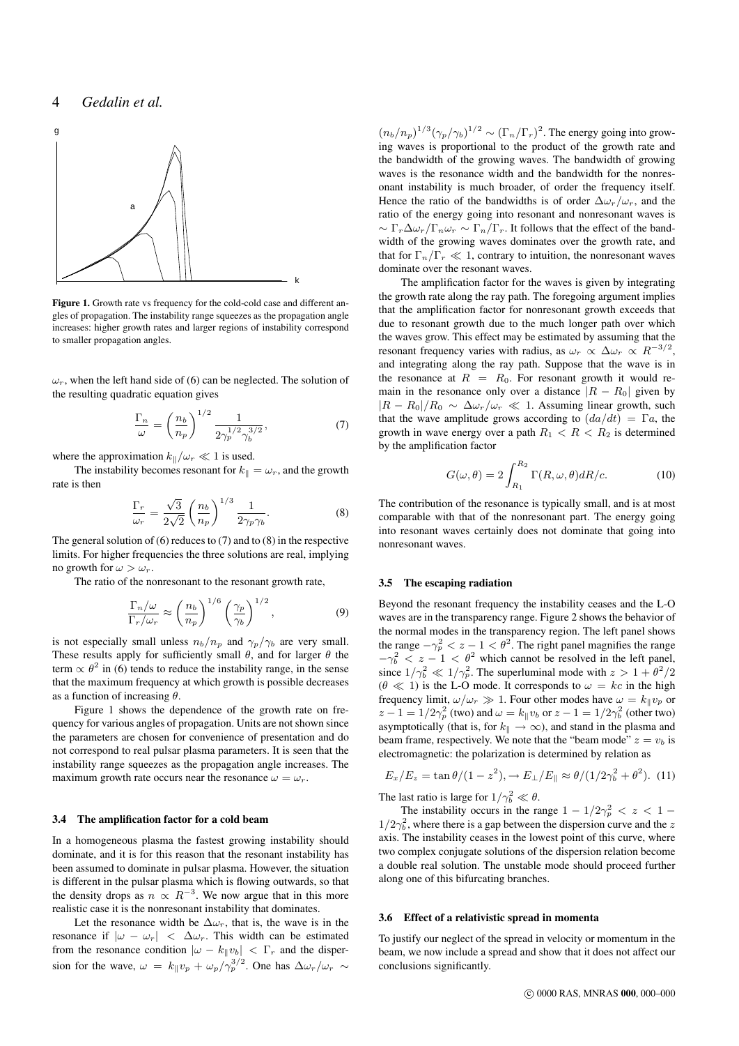**Figure 1.** Growth rate vs frequency for the cold-cold case and different angles of propagation. The instability range squeezes as the propagation angle increases: higher growth rates and larger regions of instability correspond to smaller propagation angles.

$\omega_r$, when the left hand side of (6) can be neglected. The solution of the resulting quadratic equation gives

$$\frac{\Gamma_n}{\omega} = \left(\frac{n_b}{n_p}\right)^{1/2} \frac{1}{2\gamma_p^{1/2}\gamma_b^{3/2}}, \tag{7}$$

where the approximation $k_\parallel/\omega_r \ll 1$ is used.

The instability becomes resonant for $k_\parallel = \omega_r$, and the growth rate is then

$$\frac{\Gamma_r}{\omega_r} = \frac{\sqrt{3}}{2\sqrt{2}}\left(\frac{n_b}{n_p}\right)^{1/3} \frac{1}{2\gamma_p\gamma_b}. \tag{8}$$

The general solution of (6) reduces to (7) and to (8) in the respective limits. For higher frequencies the three solutions are real, implying no growth for $\omega > \omega_r$.

The ratio of the nonresonant to the resonant growth rate,

$$\frac{\Gamma_n/\omega}{\Gamma_r/\omega_r} \approx \left(\frac{n_b}{n_p}\right)^{1/6}\left(\frac{\gamma_p}{\gamma_b}\right)^{1/2}, \tag{9}$$

is not especially small unless $n_b/n_p$ and $\gamma_p/\gamma_b$ are very small. These results apply for sufficiently small $\theta$, and for larger $\theta$ the term $\propto \theta^2$ in (6) tends to reduce the instability range, in the sense that the maximum frequency at which growth is possible decreases as a function of increasing $\theta$.

Figure 1 shows the dependence of the growth rate on frequency for various angles of propagation. Units are not shown since the parameters are chosen for convenience of presentation and do not correspond to real pulsar plasma parameters. It is seen that the instability range squeezes as the propagation angle increases. The maximum growth rate occurs near the resonance $\omega = \omega_r$.

### 3.4 The amplification factor for a cold beam

In a homogeneous plasma the fastest growing instability should dominate, and it is for this reason that the resonant instability has been assumed to dominate in pulsar plasma. However, the situation is different in the pulsar plasma which is flowing outwards, so that the density drops as $n \propto R^{-3}$. We now argue that in this more realistic case it is the nonresonant instability that dominates.

Let the resonance width be $\Delta\omega_r$, that is, the wave is in the resonance if $|\omega - \omega_r| < \Delta\omega_r$. This width can be estimated from the resonance condition $|\omega - k_\parallel v_b| < \Gamma_r$ and the dispersion for the wave, $\omega = k_\parallel v_p + \omega_p/\gamma_p^{3/2}$. One has $\Delta\omega_r/\omega_r \sim (n_b/n_p)^{1/3}(\gamma_p/\gamma_b)^{1/2} \sim (\Gamma_n/\Gamma_r)^2$. The energy going into growing waves is proportional to the product of the growth rate and the bandwidth of the growing waves. The bandwidth of growing waves is the resonance width and the bandwidth for the nonresonant instability is much broader, of order the frequency itself. Hence the ratio of the bandwidths is of order $\Delta\omega_r/\omega_r$, and the ratio of the energy going into resonant and nonresonant waves is $\sim \Gamma_r\Delta\omega_r/\Gamma_n\omega_r \sim \Gamma_n/\Gamma_r$. It follows that the effect of the bandwidth of the growing waves dominates over the growth rate, and that for $\Gamma_n/\Gamma_r \ll 1$, contrary to intuition, the nonresonant waves dominate over the resonant waves.

The amplification factor for the waves is given by integrating the growth rate along the ray path. The foregoing argument implies that the amplification factor for nonresonant growth exceeds that due to resonant growth due to the much longer path over which the waves grow. This effect may be estimated by assuming that the resonant frequency varies with radius, as $\omega_r \propto \Delta\omega_r \propto R^{-3/2}$, and integrating along the ray path. Suppose that the wave is in the resonance at $R = R_0$. For resonant growth it would remain in the resonance only over a distance $|R - R_0|$ given by $|R - R_0|/R_0 \sim \Delta\omega_r/\omega_r \ll 1$. Assuming linear growth, such that the wave amplitude grows according to $(da/dt) = \Gamma a$, the growth in wave energy over a path $R_1 < R < R_2$ is determined by the amplification factor

$$G(\omega,\theta) = 2\int_{R_1}^{R_2} \Gamma(R,\omega,\theta)dR/c. \tag{10}$$

The contribution of the resonance is typically small, and is at most comparable with that of the nonresonant part. The energy going into resonant waves certainly does not dominate that going into nonresonant waves.

### 3.5 The escaping radiation

Beyond the resonant frequency the instability ceases and the L-O waves are in the transparency range. Figure 2 shows the behavior of the normal modes in the transparency region. The left panel shows the range $-\gamma_p^2 < z - 1 < \theta^2$. The right panel magnifies the range $-\gamma_b^2 < z - 1 < \theta^2$ which cannot be resolved in the left panel, since $1/\gamma_b^2 \ll 1/\gamma_p^2$. The superluminal mode with $z > 1 + \theta^2/2$ ($\theta \ll 1$) is the L-O mode. It corresponds to $\omega = kc$ in the high frequency limit, $\omega/\omega_r \gg 1$. Four other modes have $\omega = k_\parallel v_p$ or $z - 1 = 1/2\gamma_p^2$ (two) and $\omega = k_\parallel v_b$ or $z - 1 = 1/2\gamma_b^2$ (other two) asymptotically (that is, for $k_\parallel \to \infty$), and stand in the plasma and beam frame, respectively. We note that the "beam mode" $z = v_b$ is electromagnetic: the polarization is determined by relation as

$$E_x/E_z = \tan\theta/(1 - z^2), \to E_\perp/E_\parallel \approx \theta/(1/2\gamma_b^2 + \theta^2). \tag{11}$$

The last ratio is large for $1/\gamma_b^2 \ll \theta$.

The instability occurs in the range $1 - 1/2\gamma_p^2 < z < 1 - 1/2\gamma_b^2$, where there is a gap between the dispersion curve and the $z$ axis. The instability ceases in the lowest point of this curve, where two complex conjugate solutions of the dispersion relation become a double real solution. The unstable mode should proceed further along one of this bifurcating branches.

### 3.6 Effect of a relativistic spread in momenta

To justify our neglect of the spread in velocity or momentum in the beam, we now include a spread and show that it does not affect our conclusions significantly.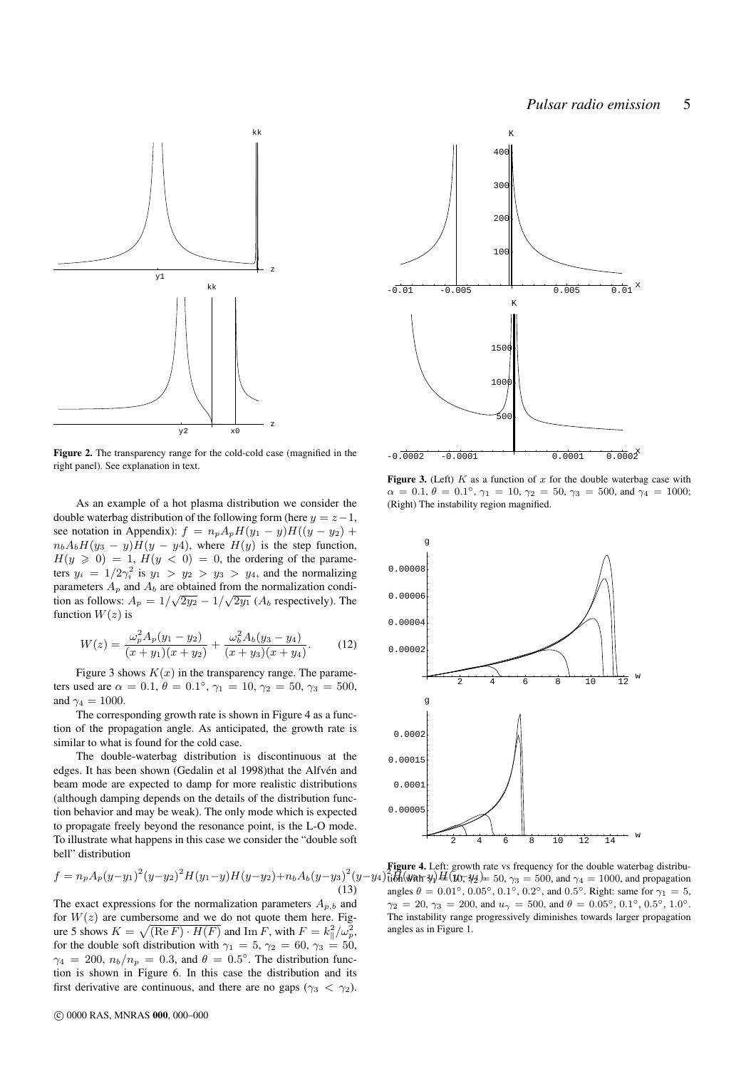**Figure 2.** The transparency range for the cold-cold case (magnified in the right panel). See explanation in text.

**Figure 3.** (Left) $K$ as a function of $x$ for the double waterbag case with $\alpha = 0.1$, $\theta = 0.1^\circ$, $\gamma_1 = 10$, $\gamma_2 = 50$, $\gamma_3 = 500$, and $\gamma_4 = 1000$; (Right) The instability region magnified.

As an example of a hot plasma distribution we consider the double waterbag distribution of the following form (here $y = z-1$, see notation in Appendix): $f = n_p A_p H(y_1 - y)H((y - y_2) + n_b A_b H(y_3 - y)H(y - y4)$, where $H(y)$ is the step function, $H(y \geqslant 0) = 1$, $H(y < 0) = 0$, the ordering of the parameters $y_i = 1/2\gamma_i^2$ is $y_1 > y_2 > y_3 > y_4$, and the normalizing parameters $A_p$ and $A_b$ are obtained from the normalization condition as follows: $A_p = 1/\sqrt{2y_2} - 1/\sqrt{2y_1}$ ($A_b$ respectively). The function $W(z)$ is

$$W(z) = \frac{\omega_p^2 A_p(y_1 - y_2)}{(x + y_1)(x + y_2)} + \frac{\omega_b^2 A_b(y_3 - y_4)}{(x + y_3)(x + y_4)}. \tag{12}$$

Figure 3 shows $K(x)$ in the transparency range. The parameters used are $\alpha = 0.1$, $\theta = 0.1^\circ$, $\gamma_1 = 10$, $\gamma_2 = 50$, $\gamma_3 = 500$, and $\gamma_4 = 1000$.

The corresponding growth rate is shown in Figure 4 as a function of the propagation angle. As anticipated, the growth rate is similar to what is found for the cold case.

The double-waterbag distribution is discontinuous at the edges. It has been shown (Gedalin et al 1998)that the Alfvén and beam mode are expected to damp for more realistic distributions (although damping depends on the details of the distribution function behavior and may be weak). The only mode which is expected to propagate freely beyond the resonance point, is the L-O mode. To illustrate what happens in this case we consider the "double soft bell" distribution

$$f = n_p A_p (y-y_1)^2 (y-y_2)^2 H(y_1-y)H(y-y_2) + n_b A_b (y-y_3)^2 (y-y_4)^2 H(y_3-y)H(y-y_4) \tag{13}$$

The exact expressions for the normalization parameters $A_{p,b}$ and for $W(z)$ are cumbersome and we do not quote them here. Figure 5 shows $K = \sqrt{(\mathrm{Re}\, F)\cdot H(F)}$ and $\mathrm{Im}\, F$, with $F = k_\parallel^2/\omega_p^2$, for the double soft distribution with $\gamma_1 = 5$, $\gamma_2 = 60$, $\gamma_3 = 50$, $\gamma_4 = 200$, $n_b/n_p = 0.3$, and $\theta = 0.5^\circ$. The distribution function is shown in Figure 6. In this case the distribution and its first derivative are continuous, and there are no gaps ($\gamma_3 < \gamma_2$).

**Figure 4.** Left: growth rate vs frequency for the double waterbag distribution with $\gamma_1 = 10$, $\gamma_2 = 50$, $\gamma_3 = 500$, and $\gamma_4 = 1000$, and propagation angles $\theta = 0.01^\circ$, $0.05^\circ$, $0.1^\circ$, $0.2^\circ$, and $0.5^\circ$. Right: same for $\gamma_1 = 5$, $\gamma_2 = 20$, $\gamma_3 = 200$, and $u_\gamma = 500$, and $\theta = 0.05^\circ$, $0.1^\circ$, $0.5^\circ$, $1.0^\circ$. The instability range progressively diminishes towards larger propagation angles as in Figure 1.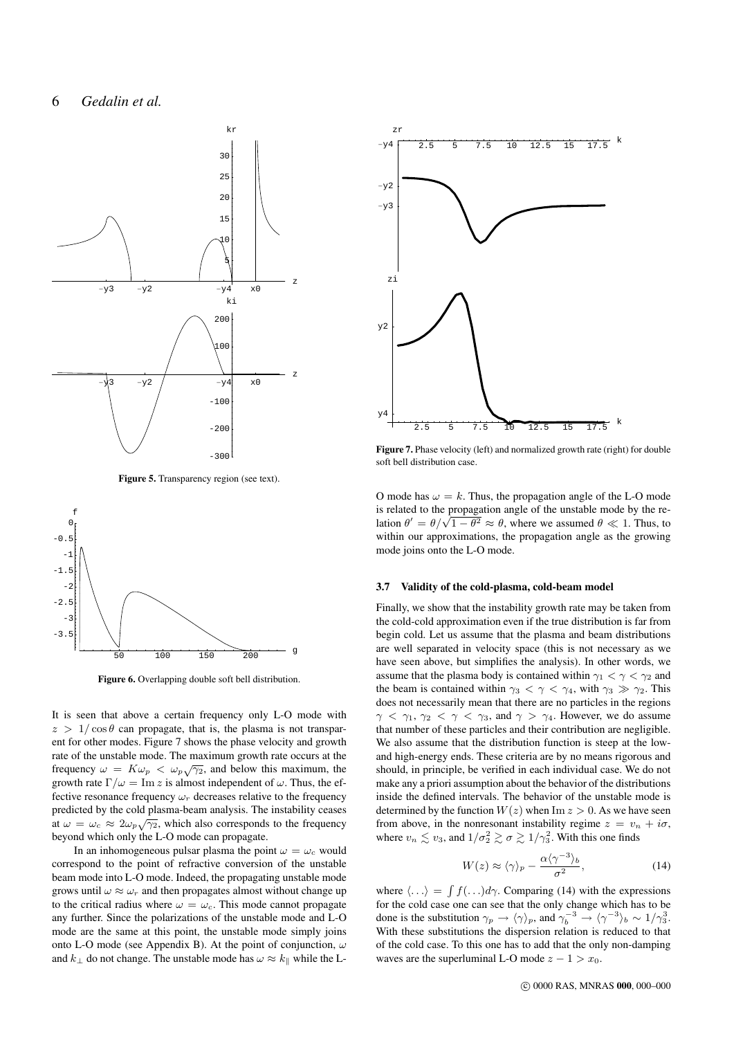Figure 5. Transparency region (see text).

Figure 6. Overlapping double soft bell distribution.

It is seen that above a certain frequency only L-O mode with $z > 1/\cos\theta$ can propagate, that is, the plasma is not transparent for other modes. Figure 7 shows the phase velocity and growth rate of the unstable mode. The maximum growth rate occurs at the frequency $\omega = K\omega_p < \omega_p\sqrt{\gamma_2}$, and below this maximum, the growth rate $\Gamma/\omega = \mathrm{Im}\, z$ is almost independent of $\omega$. Thus, the effective resonance frequency $\omega_r$ decreases relative to the frequency predicted by the cold plasma-beam analysis. The instability ceases at $\omega = \omega_c \approx 2\omega_p\sqrt{\gamma_2}$, which also corresponds to the frequency beyond which only the L-O mode can propagate.

In an inhomogeneous pulsar plasma the point $\omega = \omega_c$ would correspond to the point of refractive conversion of the unstable beam mode into L-O mode. Indeed, the propagating unstable mode grows until $\omega \approx \omega_r$ and then propagates almost without change up to the critical radius where $\omega = \omega_c$. This mode cannot propagate any further. Since the polarizations of the unstable mode and L-O mode are the same at this point, the unstable mode simply joins onto L-O mode (see Appendix B). At the point of conjunction, $\omega$ and $k_\perp$ do not change. The unstable mode has $\omega \approx k_\parallel$ while the L-O mode has $\omega = k$. Thus, the propagation angle of the L-O mode is related to the propagation angle of the unstable mode by the relation $\theta' = \theta/\sqrt{1-\theta^2} \approx \theta$, where we assumed $\theta \ll 1$. Thus, to within our approximations, the propagation angle as the growing mode joins onto the L-O mode.

Figure 7. Phase velocity (left) and normalized growth rate (right) for double soft bell distribution case.

### 3.7 Validity of the cold-plasma, cold-beam model

Finally, we show that the instability growth rate may be taken from the cold-cold approximation even if the true distribution is far from begin cold. Let us assume that the plasma and beam distributions are well separated in velocity space (this is not necessary as we have seen above, but simplifies the analysis). In other words, we assume that the plasma body is contained within $\gamma_1 < \gamma < \gamma_2$ and the beam is contained within $\gamma_3 < \gamma < \gamma_4$, with $\gamma_3 \gg \gamma_2$. This does not necessarily mean that there are no particles in the regions $\gamma < \gamma_1$, $\gamma_2 < \gamma < \gamma_3$, and $\gamma > \gamma_4$. However, we do assume that number of these particles and their contribution are negligible. We also assume that the distribution function is steep at the low- and high-energy ends. These criteria are by no means rigorous and should, in principle, be verified in each individual case. We do not make any a priori assumption about the behavior of the distributions inside the defined intervals. The behavior of the unstable mode is determined by the function $W(z)$ when $\mathrm{Im}\, z > 0$. As we have seen from above, in the nonresonant instability regime $z = v_n + i\sigma$, where $v_n \lesssim v_3$, and $1/\sigma_2^2 \gtrsim \sigma \gtrsim 1/\gamma_3^2$. With this one finds

$$W(z) \approx \langle\gamma\rangle_p - \frac{\alpha\langle\gamma^{-3}\rangle_b}{\sigma^2}, \tag{14}$$

where $\langle\ldots\rangle = \int f(\ldots)d\gamma$. Comparing (14) with the expressions for the cold case one can see that the only change which has to be done is the substitution $\gamma_p \to \langle\gamma\rangle_p$, and $\gamma_b^{-3} \to \langle\gamma^{-3}\rangle_b \sim 1/\gamma_3^3$. With these substitutions the dispersion relation is reduced to that of the cold case. To this one has to add that the only non-damping waves are the superluminal L-O mode $z - 1 > x_0$.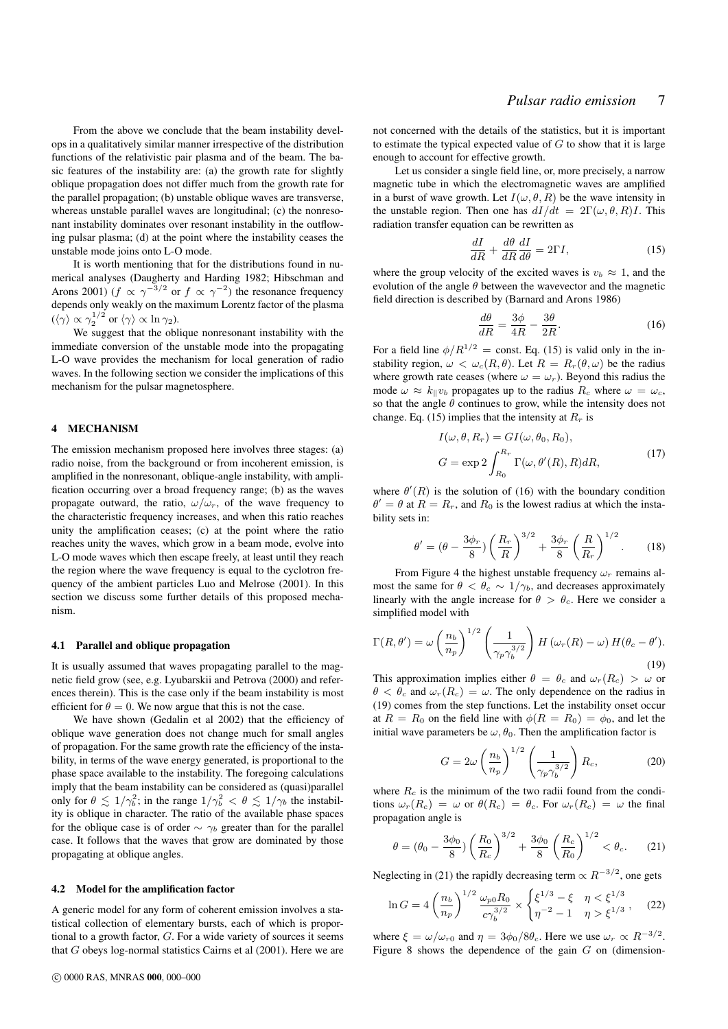From the above we conclude that the beam instability develops in a qualitatively similar manner irrespective of the distribution functions of the relativistic pair plasma and of the beam. The basic features of the instability are: (a) the growth rate for slightly oblique propagation does not differ much from the growth rate for the parallel propagation; (b) unstable oblique waves are transverse, whereas unstable parallel waves are longitudinal; (c) the nonresonant instability dominates over resonant instability in the outflowing pulsar plasma; (d) at the point where the instability ceases the unstable mode joins onto L-O mode.

It is worth mentioning that for the distributions found in numerical analyses (Daugherty and Harding 1982; Hibschman and Arons 2001) ($f \propto \gamma^{-3/2}$ or $f \propto \gamma^{-2}$) the resonance frequency depends only weakly on the maximum Lorentz factor of the plasma ($\langle\gamma\rangle \propto \gamma_2^{1/2}$ or $\langle\gamma\rangle \propto \ln \gamma_2$).

We suggest that the oblique nonresonant instability with the immediate conversion of the unstable mode into the propagating L-O wave provides the mechanism for local generation of radio waves. In the following section we consider the implications of this mechanism for the pulsar magnetosphere.

## 4 MECHANISM

The emission mechanism proposed here involves three stages: (a) radio noise, from the background or from incoherent emission, is amplified in the nonresonant, oblique-angle instability, with amplification occurring over a broad frequency range; (b) as the waves propagate outward, the ratio, $\omega/\omega_r$, of the wave frequency to the characteristic frequency increases, and when this ratio reaches unity the amplification ceases; (c) at the point where the ratio reaches unity the waves, which grow in a beam mode, evolve into L-O mode waves which then escape freely, at least until they reach the region where the wave frequency is equal to the cyclotron frequency of the ambient particles Luo and Melrose (2001). In this section we discuss some further details of this proposed mechanism.

### 4.1 Parallel and oblique propagation

It is usually assumed that waves propagating parallel to the magnetic field grow (see, e.g. Lyubarskii and Petrova (2000) and references therein). This is the case only if the beam instability is most efficient for $\theta = 0$. We now argue that this is not the case.

We have shown (Gedalin et al 2002) that the efficiency of oblique wave generation does not change much for small angles of propagation. For the same growth rate the efficiency of the instability, in terms of the wave energy generated, is proportional to the phase space available to the instability. The foregoing calculations imply that the beam instability can be considered as (quasi)parallel only for $\theta \lesssim 1/\gamma_b^2$; in the range $1/\gamma_b^2 < \theta \lesssim 1/\gamma_b$ the instability is oblique in character. The ratio of the available phase spaces for the oblique case is of order $\sim \gamma_b$ greater than for the parallel case. It follows that the waves that grow are dominated by those propagating at oblique angles.

### 4.2 Model for the amplification factor

A generic model for any form of coherent emission involves a statistical collection of elementary bursts, each of which is proportional to a growth factor, $G$. For a wide variety of sources it seems that $G$ obeys log-normal statistics Cairns et al (2001). Here we are not concerned with the details of the statistics, but it is important to estimate the typical expected value of $G$ to show that it is large enough to account for effective growth.

Let us consider a single field line, or, more precisely, a narrow magnetic tube in which the electromagnetic waves are amplified in a burst of wave growth. Let $I(\omega, \theta, R)$ be the wave intensity in the unstable region. Then one has $dI/dt = 2\Gamma(\omega, \theta, R)I$. This radiation transfer equation can be rewritten as

$$\frac{dI}{dR} + \frac{d\theta}{dR}\frac{dI}{d\theta} = 2\Gamma I, \tag{15}$$

where the group velocity of the excited waves is $v_b \approx 1$, and the evolution of the angle $\theta$ between the wavevector and the magnetic field direction is described by (Barnard and Arons 1986)

$$\frac{d\theta}{dR} = \frac{3\phi}{4R} - \frac{3\theta}{2R}. \tag{16}$$

For a field line $\phi/R^{1/2} = \text{const}$. Eq. (15) is valid only in the instability region, $\omega < \omega_c(R, \theta)$. Let $R = R_r(\theta, \omega)$ be the radius where growth rate ceases (where $\omega = \omega_r$). Beyond this radius the mode $\omega \approx k_\parallel v_b$ propagates up to the radius $R_c$ where $\omega = \omega_c$, so that the angle $\theta$ continues to grow, while the intensity does not change. Eq. (15) implies that the intensity at $R_r$ is

$$\begin{aligned} I(\omega, \theta, R_r) &= GI(\omega, \theta_0, R_0), \\ G &= \exp 2\int_{R_0}^{R_r} \Gamma(\omega, \theta'(R), R)dR, \end{aligned} \tag{17}$$

where $\theta'(R)$ is the solution of (16) with the boundary condition $\theta' = \theta$ at $R = R_r$, and $R_0$ is the lowest radius at which the instability sets in:

$$\theta' = (\theta - \frac{3\phi_r}{8})\left(\frac{R_r}{R}\right)^{3/2} + \frac{3\phi_r}{8}\left(\frac{R}{R_r}\right)^{1/2}. \tag{18}$$

From Figure 4 the highest unstable frequency $\omega_r$ remains almost the same for $\theta < \theta_c \sim 1/\gamma_b$, and decreases approximately linearly with the angle increase for $\theta > \theta_c$. Here we consider a simplified model with

$$\Gamma(R, \theta') = \omega\left(\frac{n_b}{n_p}\right)^{1/2}\left(\frac{1}{\gamma_p\gamma_b^{3/2}}\right) H\left(\omega_r(R) - \omega\right) H(\theta_c - \theta'). \tag{19}$$

This approximation implies either $\theta = \theta_c$ and $\omega_r(R_c) > \omega$ or $\theta < \theta_c$ and $\omega_r(R_c) = \omega$. The only dependence on the radius in (19) comes from the step functions. Let the instability onset occur at $R = R_0$ on the field line with $\phi(R = R_0) = \phi_0$, and let the initial wave parameters be $\omega, \theta_0$. Then the amplification factor is

$$G = 2\omega\left(\frac{n_b}{n_p}\right)^{1/2}\left(\frac{1}{\gamma_p\gamma_b^{3/2}}\right)R_c, \tag{20}$$

where $R_c$ is the minimum of the two radii found from the conditions $\omega_r(R_c) = \omega$ or $\theta(R_c) = \theta_c$. For $\omega_r(R_c) = \omega$ the final propagation angle is

$$\theta = (\theta_0 - \frac{3\phi_0}{8})\left(\frac{R_0}{R_c}\right)^{3/2} + \frac{3\phi_0}{8}\left(\frac{R_c}{R_0}\right)^{1/2} < \theta_c. \tag{21}$$

Neglecting in (21) the rapidly decreasing term $\propto R^{-3/2}$, one gets

$$\ln G = 4\left(\frac{n_b}{n_p}\right)^{1/2}\frac{\omega_{p0}R_0}{c\gamma_b^{3/2}} \times \begin{cases} \xi^{1/3} - \xi & \eta < \xi^{1/3} \\ \eta^{-2} - 1 & \eta > \xi^{1/3} \end{cases}, \tag{22}$$

where $\xi = \omega/\omega_{r0}$ and $\eta = 3\phi_0/8\theta_c$. Here we use $\omega_r \propto R^{-3/2}$. Figure 8 shows the dependence of the gain $G$ on (dimension-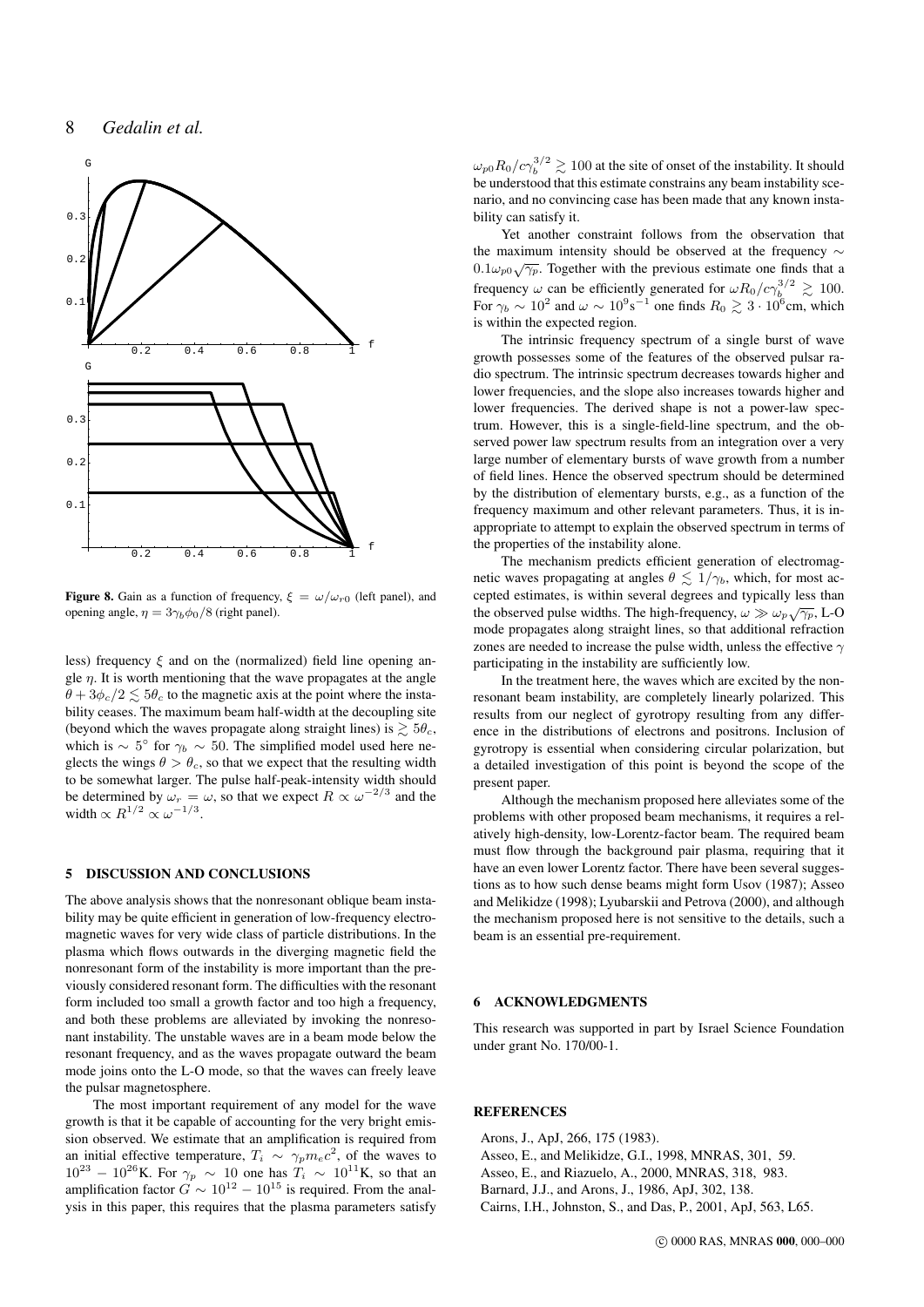**Figure 8.** Gain as a function of frequency, $\xi = \omega/\omega_{r0}$ (left panel), and opening angle, $\eta = 3\gamma_b\phi_0/8$ (right panel).

less) frequency $\xi$ and on the (normalized) field line opening angle $\eta$. It is worth mentioning that the wave propagates at the angle $\theta + 3\phi_c/2 \lesssim 5\theta_c$ to the magnetic axis at the point where the instability ceases. The maximum beam half-width at the decoupling site (beyond which the waves propagate along straight lines) is $\gtrsim 5\theta_c$, which is $\sim 5^\circ$ for $\gamma_b \sim 50$. The simplified model used here neglects the wings $\theta > \theta_c$, so that we expect that the resulting width to be somewhat larger. The pulse half-peak-intensity width should be determined by $\omega_r = \omega$, so that we expect $R \propto \omega^{-2/3}$ and the width $\propto R^{1/2} \propto \omega^{-1/3}$.

## 5 DISCUSSION AND CONCLUSIONS

The above analysis shows that the nonresonant oblique beam instability may be quite efficient in generation of low-frequency electromagnetic waves for very wide class of particle distributions. In the plasma which flows outwards in the diverging magnetic field the nonresonant form of the instability is more important than the previously considered resonant form. The difficulties with the resonant form included too small a growth factor and too high a frequency, and both these problems are alleviated by invoking the nonresonant instability. The unstable waves are in a beam mode below the resonant frequency, and as the waves propagate outward the beam mode joins onto the L-O mode, so that the waves can freely leave the pulsar magnetosphere.

The most important requirement of any model for the wave growth is that it be capable of accounting for the very bright emission observed. We estimate that an amplification is required from an initial effective temperature, $T_i \sim \gamma_p m_e c^2$, of the waves to $10^{23} - 10^{26}$K. For $\gamma_p \sim 10$ one has $T_i \sim 10^{11}$K, so that an amplification factor $G \sim 10^{12} - 10^{15}$ is required. From the analysis in this paper, this requires that the plasma parameters satisfy $\omega_{p0} R_0 / c\gamma_b^{3/2} \gtrsim 100$ at the site of onset of the instability. It should be understood that this estimate constrains any beam instability scenario, and no convincing case has been made that any known instability can satisfy it.

Yet another constraint follows from the observation that the maximum intensity should be observed at the frequency $\sim 0.1\omega_{p0}\sqrt{\gamma_p}$. Together with the previous estimate one finds that a frequency $\omega$ can be efficiently generated for $\omega R_0/c\gamma_b^{3/2} \gtrsim 100$. For $\gamma_b \sim 10^2$ and $\omega \sim 10^9 \mathrm{s}^{-1}$ one finds $R_0 \gtrsim 3 \cdot 10^6$cm, which is within the expected region.

The intrinsic frequency spectrum of a single burst of wave growth possesses some of the features of the observed pulsar radio spectrum. The intrinsic spectrum decreases towards higher and lower frequencies, and the slope also increases towards higher and lower frequencies. The derived shape is not a power-law spectrum. However, this is a single-field-line spectrum, and the observed power law spectrum results from an integration over a very large number of elementary bursts of wave growth from a number of field lines. Hence the observed spectrum should be determined by the distribution of elementary bursts, e.g., as a function of the frequency maximum and other relevant parameters. Thus, it is inappropriate to attempt to explain the observed spectrum in terms of the properties of the instability alone.

The mechanism predicts efficient generation of electromagnetic waves propagating at angles $\theta \lesssim 1/\gamma_b$, which, for most accepted estimates, is within several degrees and typically less than the observed pulse widths. The high-frequency, $\omega \gg \omega_p\sqrt{\gamma_p}$, L-O mode propagates along straight lines, so that additional refraction zones are needed to increase the pulse width, unless the effective $\gamma$ participating in the instability are sufficiently low.

In the treatment here, the waves which are excited by the nonresonant beam instability, are completely linearly polarized. This results from our neglect of gyrotropy resulting from any difference in the distributions of electrons and positrons. Inclusion of gyrotropy is essential when considering circular polarization, but a detailed investigation of this point is beyond the scope of the present paper.

Although the mechanism proposed here alleviates some of the problems with other proposed beam mechanisms, it requires a relatively high-density, low-Lorentz-factor beam. The required beam must flow through the background pair plasma, requiring that it have an even lower Lorentz factor. There have been several suggestions as to how such dense beams might form Usov (1987); Asseo and Melikidze (1998); Lyubarskii and Petrova (2000), and although the mechanism proposed here is not sensitive to the details, such a beam is an essential pre-requirement.

## 6 ACKNOWLEDGMENTS

This research was supported in part by Israel Science Foundation under grant No. 170/00-1.

## REFERENCES

Arons, J., ApJ, 266, 175 (1983).
Asseo, E., and Melikidze, G.I., 1998, MNRAS, 301, 59.
Asseo, E., and Riazuelo, A., 2000, MNRAS, 318, 983.
Barnard, J.J., and Arons, J., 1986, ApJ, 302, 138.
Cairns, I.H., Johnston, S., and Das, P., 2001, ApJ, 563, L65.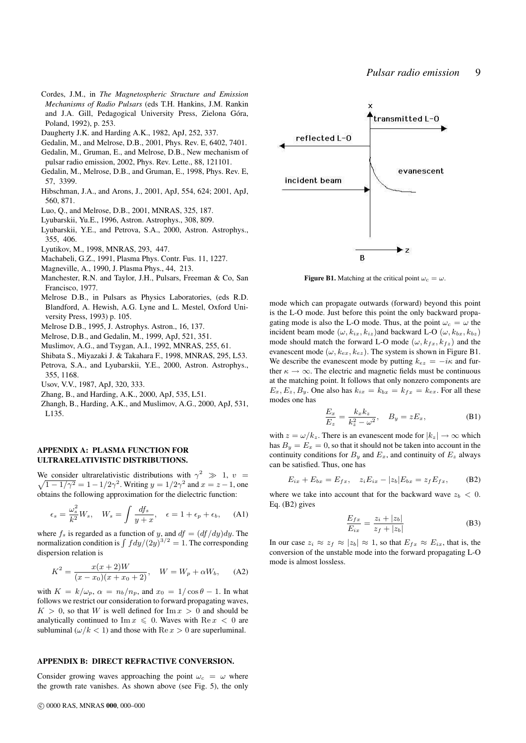Cordes, J.M., in *The Magnetospheric Structure and Emission Mechanisms of Radio Pulsars* (eds T.H. Hankins, J.M. Rankin and J.A. Gill, Pedagogical University Press, Zielona Góra, Poland, 1992), p. 253.

Daugherty J.K. and Harding A.K., 1982, ApJ, 252, 337.

Gedalin, M., and Melrose, D.B., 2001, Phys. Rev. E, 6402, 7401.

Gedalin, M., Gruman, E., and Melrose, D.B., New mechanism of pulsar radio emission, 2002, Phys. Rev. Lette., 88, 121101.

Gedalin, M., Melrose, D.B., and Gruman, E., 1998, Phys. Rev. E, 57, 3399.

Hibschman, J.A., and Arons, J., 2001, ApJ, 554, 624; 2001, ApJ, 560, 871.

Luo, Q., and Melrose, D.B., 2001, MNRAS, 325, 187.

Lyubarskii, Yu.E., 1996, Astron. Astrophys., 308, 809.

Lyubarskii, Y.E., and Petrova, S.A., 2000, Astron. Astrophys., 355, 406.

Lyutikov, M., 1998, MNRAS, 293, 447.

Machabeli, G.Z., 1991, Plasma Phys. Contr. Fus. 11, 1227.

Magneville, A., 1990, J. Plasma Phys., 44, 213.

Manchester, R.N. and Taylor, J.H., Pulsars, Freeman & Co, San Francisco, 1977.

Melrose D.B., in Pulsars as Physics Laboratories, (eds R.D. Blandford, A. Hewish, A.G. Lyne and L. Mestel, Oxford University Press, 1993) p. 105.

Melrose D.B., 1995, J. Astrophys. Astron., 16, 137.

Melrose, D.B., and Gedalin, M., 1999, ApJ, 521, 351.

Muslimov, A.G., and Tsygan, A.I., 1992, MNRAS, 255, 61.

Shibata S., Miyazaki J. & Takahara F., 1998, MNRAS, 295, L53.

Petrova, S.A., and Lyubarskii, Y.E., 2000, Astron. Astrophys., 355, 1168.

Usov, V.V., 1987, ApJ, 320, 333.

Zhang, B., and Harding, A.K., 2000, ApJ, 535, L51.

Zhangh, B., Harding, A.K., and Muslimov, A.G., 2000, ApJ, 531, L135.

## APPENDIX A: PLASMA FUNCTION FOR ULTRARELATIVISTIC DISTRIBUTIONS.

We consider ultrarelativistic distributions with $\gamma^2 \gg 1$, $v = \sqrt{1-1/\gamma^2} = 1 - 1/2\gamma^2$. Writing $y = 1/2\gamma^2$ and $x = z - 1$, one obtains the following approximation for the dielectric function:

$$\epsilon_s = \frac{\omega_s^2}{k^2} W_s, \quad W_s = \int \frac{df_s}{y+x}, \quad \epsilon = 1 + \epsilon_p + \epsilon_b, \qquad \text{(A1)}$$

where $f_s$ is regarded as a function of $y$, and $df = (df/dy)dy$. The normalization condition is $\int f dy/(2y)^{3/2} = 1$. The corresponding dispersion relation is

$$K^2 = \frac{x(x+2)W}{(x-x_0)(x+x_0+2)}, \quad W = W_p + \alpha W_b, \qquad \text{(A2)}$$

with $K = k/\omega_p$, $\alpha = n_b/n_p$, and $x_0 = 1/\cos\theta - 1$. In what follows we restrict our consideration to forward propagating waves, $K > 0$, so that $W$ is well defined for $\mathrm{Im}\, x > 0$ and should be analytically continued to $\mathrm{Im}\, x \leqslant 0$. Waves with $\mathrm{Re}\, x < 0$ are subluminal ($\omega/k < 1$) and those with $\mathrm{Re}\, x > 0$ are superluminal.

## APPENDIX B: DIRECT REFRACTIVE CONVERSION.

Consider growing waves approaching the point $\omega_c = \omega$ where the growth rate vanishes. As shown above (see Fig. 5), the only mode which can propagate outwards (forward) beyond this point is the L-O mode. Just before this point the only backward propagating mode is also the L-O mode. Thus, at the point $\omega_c = \omega$ the incident beam mode $(\omega, k_{ix}, k_{iz})$and backward L-O $(\omega, k_{bx}, k_{bz})$ mode should match the forward L-O mode $(\omega, k_{fx}, k_{fz})$ and the evanescent mode $(\omega, k_{ex}, k_{ez})$. The system is shown in Figure B1. We describe the evanescent mode by putting $k_{ez} = -i\kappa$ and further $\kappa \to \infty$. The electric and magnetic fields must be continuous at the matching point. It follows that only nonzero components are $E_x, E_z, B_y$. One also has $k_{ix} = k_{bx} = k_{fx} = k_{ex}$. For all these modes one has

x
transmitted L-O
reflected L-O
evanescent
incident beam
z
B

**Figure B1.** Matching at the critical point $\omega_c = \omega$.

$$\frac{E_x}{E_z} = \frac{k_x k_z}{k_z^2 - \omega^2}, \quad B_y = zE_x, \qquad \text{(B1)}$$

with $z = \omega/k_z$. There is an evanescent mode for $|k_z| \to \infty$ which has $B_y = E_x = 0$, so that it should not be taken into account in the continuity conditions for $B_y$ and $E_x$, and continuity of $E_z$ always can be satisfied. Thus, one has

$$E_{ix} + E_{bx} = E_{fx}, \quad z_i E_{ix} - |z_b| E_{bx} = z_f E_{fx}, \qquad \text{(B2)}$$

where we take into account that for the backward wave $z_b < 0$. Eq. (B2) gives

$$\frac{E_{fx}}{E_{ix}} = \frac{z_i + |z_b|}{z_f + |z_b|} \qquad \text{(B3)}$$

In our case $z_i \approx z_f \approx |z_b| \approx 1$, so that $E_{fx} \approx E_{ix}$, that is, the conversion of the unstable mode into the forward propagating L-O mode is almost lossless.